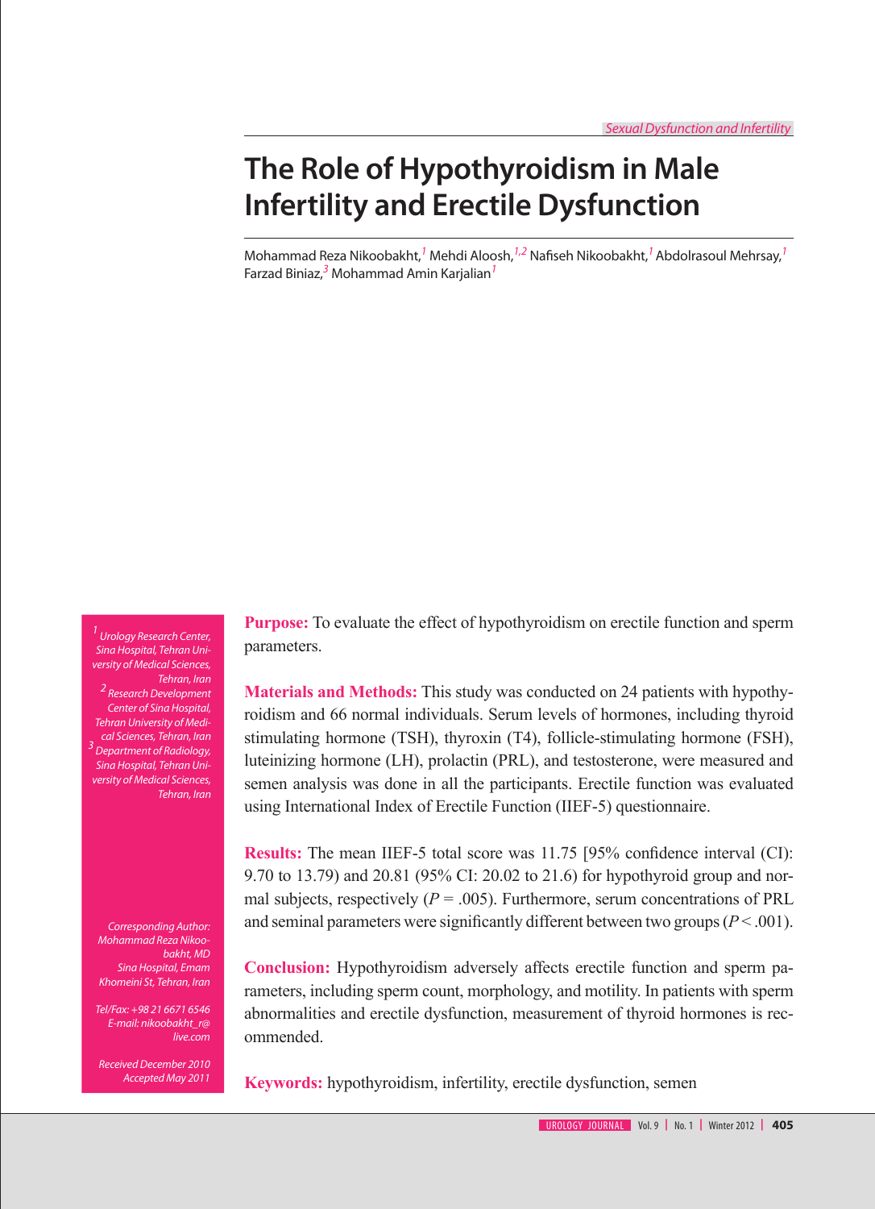Sexual Dysfunction and Infertility

# The Role of Hypothyroidism in Male Infertility and Erectile Dysfunction

Mohammad Reza Nikoobakht,[1] Mehdi Aloosh,[1,2] Nafiseh Nikoobakht,[1] Abdolrasoul Mehrsay,[1] Farzad Biniaz,[3] Mohammad Amin Karjalian[1]

[1] Urology Research Center, Sina Hospital, Tehran University of Medical Sciences, Tehran, Iran
[2] Research Development Center of Sina Hospital, Tehran University of Medical Sciences, Tehran, Iran
[3] Department of Radiology, Sina Hospital, Tehran University of Medical Sciences, Tehran, Iran

Corresponding Author:
Mohammad Reza Nikoobakht, MD
Sina Hospital, Emam Khomeini St, Tehran, Iran

Tel/Fax: +98 21 6671 6546
E-mail: nikoobakht_r@live.com

Received December 2010
Accepted May 2011

**Purpose:** To evaluate the effect of hypothyroidism on erectile function and sperm parameters.

**Materials and Methods:** This study was conducted on 24 patients with hypothyroidism and 66 normal individuals. Serum levels of hormones, including thyroid stimulating hormone (TSH), thyroxin (T4), follicle-stimulating hormone (FSH), luteinizing hormone (LH), prolactin (PRL), and testosterone, were measured and semen analysis was done in all the participants. Erectile function was evaluated using International Index of Erectile Function (IIEF-5) questionnaire.

**Results:** The mean IIEF-5 total score was 11.75 [95% confidence interval (CI): 9.70 to 13.79) and 20.81 (95% CI: 20.02 to 21.6) for hypothyroid group and normal subjects, respectively ($P = .005$). Furthermore, serum concentrations of PRL and seminal parameters were significantly different between two groups ($P < .001$).

**Conclusion:** Hypothyroidism adversely affects erectile function and sperm parameters, including sperm count, morphology, and motility. In patients with sperm abnormalities and erectile dysfunction, measurement of thyroid hormones is recommended.

**Keywords:** hypothyroidism, infertility, erectile dysfunction, semen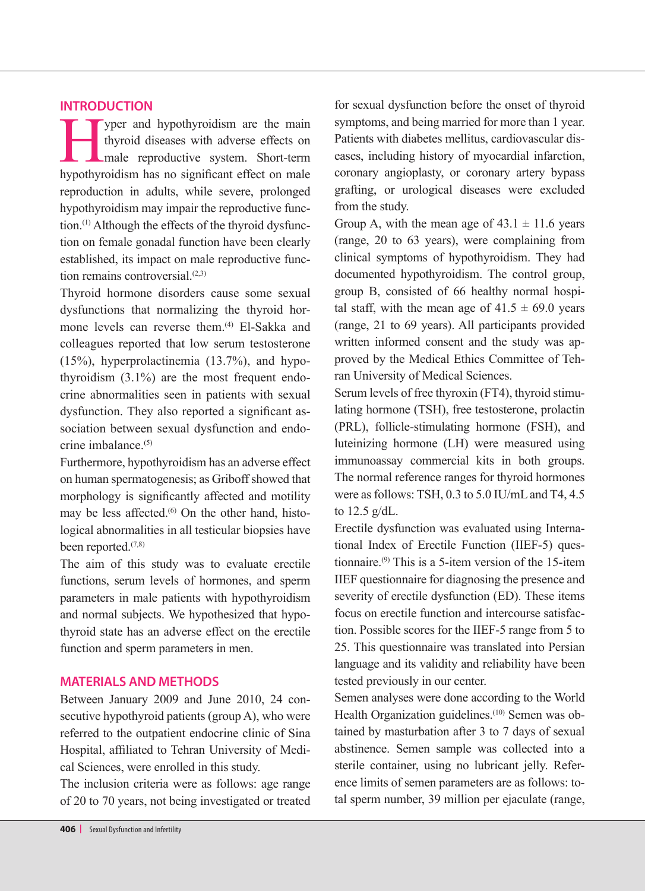## INTRODUCTION

Hyper and hypothyroidism are the main thyroid diseases with adverse effects on male reproductive system. Short-term hypothyroidism has no significant effect on male reproduction in adults, while severe, prolonged hypothyroidism may impair the reproductive function.[1] Although the effects of the thyroid dysfunction on female gonadal function have been clearly established, its impact on male reproductive function remains controversial.[2,3]

Thyroid hormone disorders cause some sexual dysfunctions that normalizing the thyroid hormone levels can reverse them.[4] El-Sakka and colleagues reported that low serum testosterone (15%), hyperprolactinemia (13.7%), and hypothyroidism (3.1%) are the most frequent endocrine abnormalities seen in patients with sexual dysfunction. They also reported a significant association between sexual dysfunction and endocrine imbalance.[5]

Furthermore, hypothyroidism has an adverse effect on human spermatogenesis; as Griboff showed that morphology is significantly affected and motility may be less affected.[6] On the other hand, histological abnormalities in all testicular biopsies have been reported.[7,8]

The aim of this study was to evaluate erectile functions, serum levels of hormones, and sperm parameters in male patients with hypothyroidism and normal subjects. We hypothesized that hypothyroid state has an adverse effect on the erectile function and sperm parameters in men.

## MATERIALS AND METHODS

Between January 2009 and June 2010, 24 consecutive hypothyroid patients (group A), who were referred to the outpatient endocrine clinic of Sina Hospital, affiliated to Tehran University of Medical Sciences, were enrolled in this study.

The inclusion criteria were as follows: age range of 20 to 70 years, not being investigated or treated for sexual dysfunction before the onset of thyroid symptoms, and being married for more than 1 year. Patients with diabetes mellitus, cardiovascular diseases, including history of myocardial infarction, coronary angioplasty, or coronary artery bypass grafting, or urological diseases were excluded from the study.

Group A, with the mean age of 43.1 ± 11.6 years (range, 20 to 63 years), were complaining from clinical symptoms of hypothyroidism. They had documented hypothyroidism. The control group, group B, consisted of 66 healthy normal hospital staff, with the mean age of 41.5 ± 69.0 years (range, 21 to 69 years). All participants provided written informed consent and the study was approved by the Medical Ethics Committee of Tehran University of Medical Sciences.

Serum levels of free thyroxin (FT4), thyroid stimulating hormone (TSH), free testosterone, prolactin (PRL), follicle-stimulating hormone (FSH), and luteinizing hormone (LH) were measured using immunoassay commercial kits in both groups. The normal reference ranges for thyroid hormones were as follows: TSH, 0.3 to 5.0 IU/mL and T4, 4.5 to 12.5 g/dL.

Erectile dysfunction was evaluated using International Index of Erectile Function (IIEF-5) questionnaire.[9] This is a 5-item version of the 15-item IIEF questionnaire for diagnosing the presence and severity of erectile dysfunction (ED). These items focus on erectile function and intercourse satisfaction. Possible scores for the IIEF-5 range from 5 to 25. This questionnaire was translated into Persian language and its validity and reliability have been tested previously in our center.

Semen analyses were done according to the World Health Organization guidelines.[10] Semen was obtained by masturbation after 3 to 7 days of sexual abstinence. Semen sample was collected into a sterile container, using no lubricant jelly. Reference limits of semen parameters are as follows: total sperm number, 39 million per ejaculate (range,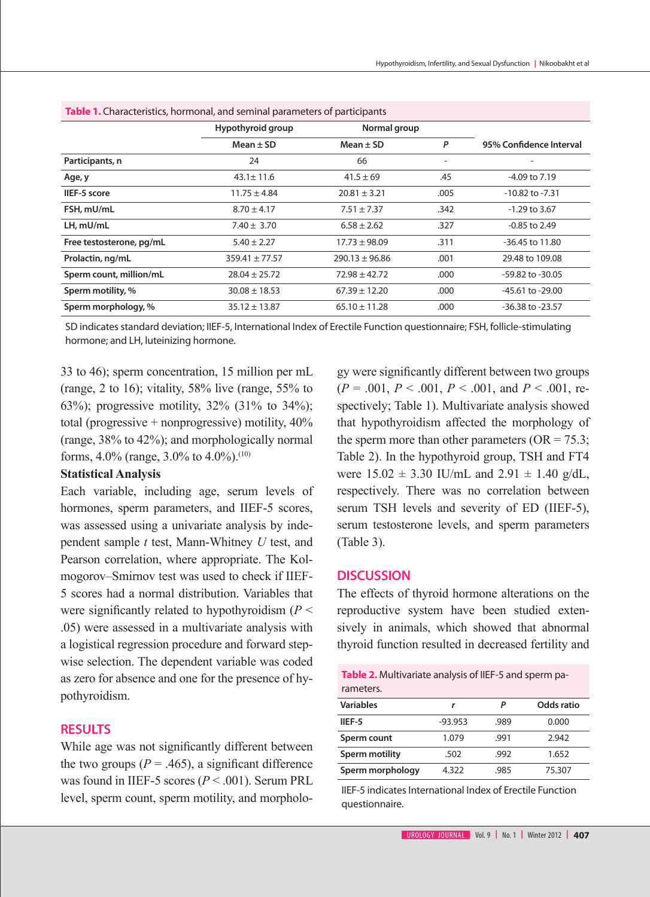**Table 1.** Characteristics, hormonal, and seminal parameters of participants

| | Hypothyroid group | Normal group | | |
|---|---|---|---|---|
| | Mean ± SD | Mean ± SD | *P* | 95% Confidence Interval |
| **Participants, n** | 24 | 66 | - | - |
| **Age, y** | 43.1± 11.6 | 41.5 ± 69 | .45 | -4.09 to 7.19 |
| **IIEF-5 score** | 11.75 ± 4.84 | 20.81 ± 3.21 | .005 | -10.82 to -7.31 |
| **FSH, mU/mL** | 8.70 ± 4.17 | 7.51 ± 7.37 | .342 | -1.29 to 3.67 |
| **LH, mU/mL** | 7.40 ± 3.70 | 6.58 ± 2.62 | .327 | -0.85 to 2.49 |
| **Free testosterone, pg/mL** | 5.40 ± 2.27 | 17.73 ± 98.09 | .311 | -36.45 to 11.80 |
| **Prolactin, ng/mL** | 359.41 ± 77.57 | 290.13 ± 96.86 | .001 | 29.48 to 109.08 |
| **Sperm count, million/mL** | 28.04 ± 25.72 | 72.98 ± 42.72 | .000 | -59.82 to -30.05 |
| **Sperm motility, %** | 30.08 ± 18.53 | 67.39 ± 12.20 | .000 | -45.61 to -29.00 |
| **Sperm morphology, %** | 35.12 ± 13.87 | 65.10 ± 11.28 | .000 | -36.38 to -23.57 |

SD indicates standard deviation; IIEF-5, International Index of Erectile Function questionnaire; FSH, follicle-stimulating hormone; and LH, luteinizing hormone.

33 to 46); sperm concentration, 15 million per mL (range, 2 to 16); vitality, 58% live (range, 55% to 63%); progressive motility, 32% (31% to 34%); total (progressive + nonprogressive) motility, 40% (range, 38% to 42%); and morphologically normal forms, 4.0% (range, 3.0% to 4.0%).[10]

### Statistical Analysis

Each variable, including age, serum levels of hormones, sperm parameters, and IIEF-5 scores, was assessed using a univariate analysis by independent sample *t* test, Mann-Whitney *U* test, and Pearson correlation, where appropriate. The Kolmogorov–Smirnov test was used to check if IIEF-5 scores had a normal distribution. Variables that were significantly related to hypothyroidism ($P < .05$) were assessed in a multivariate analysis with a logistical regression procedure and forward stepwise selection. The dependent variable was coded as zero for absence and one for the presence of hypothyroidism.

## RESULTS

While age was not significantly different between the two groups ($P = .465$), a significant difference was found in IIEF-5 scores ($P < .001$). Serum PRL level, sperm count, sperm motility, and morphology were significantly different between two groups ($P = .001$, $P < .001$, $P < .001$, and $P < .001$, respectively; Table 1). Multivariate analysis showed that hypothyroidism affected the morphology of the sperm more than other parameters (OR = 75.3; Table 2). In the hypothyroid group, TSH and FT4 were 15.02 ± 3.30 IU/mL and 2.91 ± 1.40 g/dL, respectively. There was no correlation between serum TSH levels and severity of ED (IIEF-5), serum testosterone levels, and sperm parameters (Table 3).

## DISCUSSION

The effects of thyroid hormone alterations on the reproductive system have been studied extensively in animals, which showed that abnormal thyroid function resulted in decreased fertility and

**Table 2.** Multivariate analysis of IIEF-5 and sperm parameters.

| Variables | *r* | *P* | Odds ratio |
|---|---|---|---|
| **IIEF-5** | -93.953 | .989 | 0.000 |
| **Sperm count** | 1.079 | .991 | 2.942 |
| **Sperm motility** | .502 | .992 | 1.652 |
| **Sperm morphology** | 4.322 | .985 | 75.307 |

IIEF-5 indicates International Index of Erectile Function questionnaire.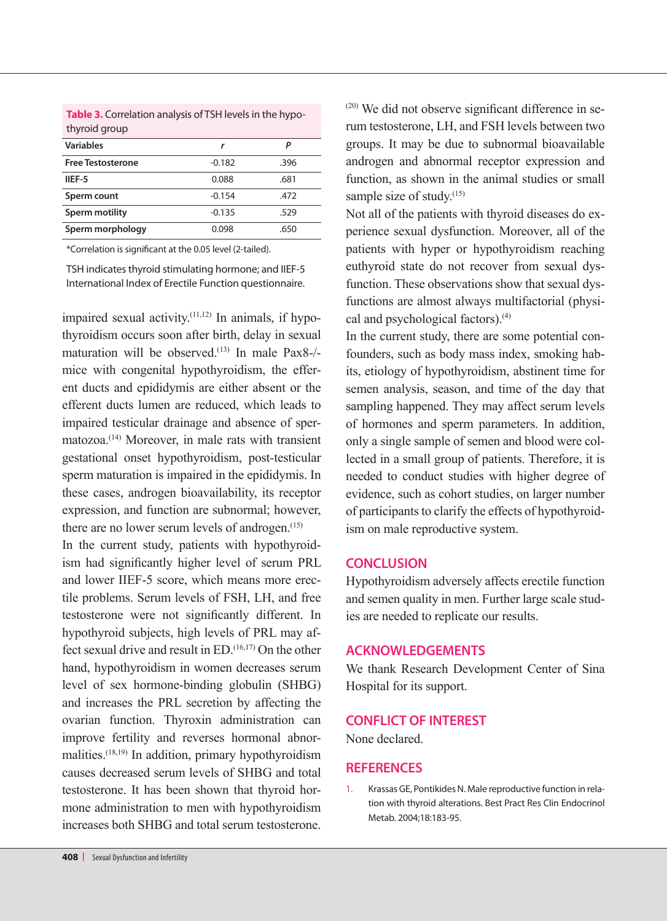**Table 3.** Correlation analysis of TSH levels in the hypothyroid group

| Variables | r | P |
|---|---|---|
| Free Testosterone | -0.182 | .396 |
| IIEF-5 | 0.088 | .681 |
| Sperm count | -0.154 | .472 |
| Sperm motility | -0.135 | .529 |
| Sperm morphology | 0.098 | .650 |

*Correlation is significant at the 0.05 level (2-tailed).

TSH indicates thyroid stimulating hormone; and IIEF-5 International Index of Erectile Function questionnaire.

impaired sexual activity.[11,12] In animals, if hypothyroidism occurs soon after birth, delay in sexual maturation will be observed.[13] In male Pax8-/- mice with congenital hypothyroidism, the efferent ducts and epididymis are either absent or the efferent ducts lumen are reduced, which leads to impaired testicular drainage and absence of spermatozoa.[14] Moreover, in male rats with transient gestational onset hypothyroidism, post-testicular sperm maturation is impaired in the epididymis. In these cases, androgen bioavailability, its receptor expression, and function are subnormal; however, there are no lower serum levels of androgen.[15]

In the current study, patients with hypothyroidism had significantly higher level of serum PRL and lower IIEF-5 score, which means more erectile problems. Serum levels of FSH, LH, and free testosterone were not significantly different. In hypothyroid subjects, high levels of PRL may affect sexual drive and result in ED.[16,17] On the other hand, hypothyroidism in women decreases serum level of sex hormone-binding globulin (SHBG) and increases the PRL secretion by affecting the ovarian function. Thyroxin administration can improve fertility and reverses hormonal abnormalities.[18,19] In addition, primary hypothyroidism causes decreased serum levels of SHBG and total testosterone. It has been shown that thyroid hormone administration to men with hypothyroidism increases both SHBG and total serum testosterone.[20] We did not observe significant difference in serum testosterone, LH, and FSH levels between two groups. It may be due to subnormal bioavailable androgen and abnormal receptor expression and function, as shown in the animal studies or small sample size of study.[15]

Not all of the patients with thyroid diseases do experience sexual dysfunction. Moreover, all of the patients with hyper or hypothyroidism reaching euthyroid state do not recover from sexual dysfunction. These observations show that sexual dysfunctions are almost always multifactorial (physical and psychological factors).[4]

In the current study, there are some potential confounders, such as body mass index, smoking habits, etiology of hypothyroidism, abstinent time for semen analysis, season, and time of the day that sampling happened. They may affect serum levels of hormones and sperm parameters. In addition, only a single sample of semen and blood were collected in a small group of patients. Therefore, it is needed to conduct studies with higher degree of evidence, such as cohort studies, on larger number of participants to clarify the effects of hypothyroidism on male reproductive system.

## CONCLUSION

Hypothyroidism adversely affects erectile function and semen quality in men. Further large scale studies are needed to replicate our results.

## ACKNOWLEDGEMENTS

We thank Research Development Center of Sina Hospital for its support.

## CONFLICT OF INTEREST

None declared.

## REFERENCES

1. Krassas GE, Pontikides N. Male reproductive function in relation with thyroid alterations. Best Pract Res Clin Endocrinol Metab. 2004;18:183-95.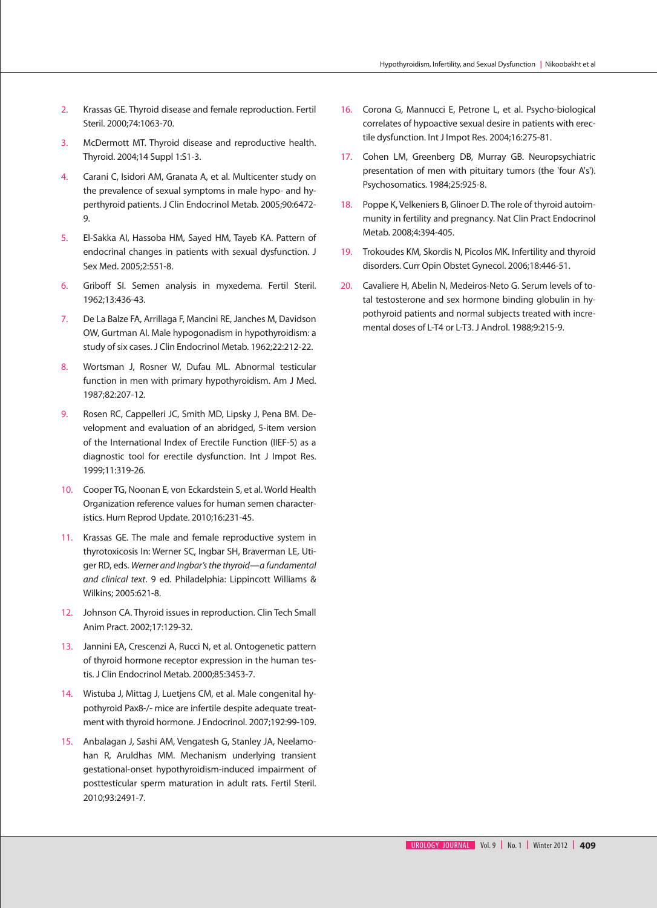2. Krassas GE. Thyroid disease and female reproduction. Fertil Steril. 2000;74:1063-70.
3. McDermott MT. Thyroid disease and reproductive health. Thyroid. 2004;14 Suppl 1:S1-3.
4. Carani C, Isidori AM, Granata A, et al. Multicenter study on the prevalence of sexual symptoms in male hypo- and hyperthyroid patients. J Clin Endocrinol Metab. 2005;90:6472-9.
5. El-Sakka AI, Hassoba HM, Sayed HM, Tayeb KA. Pattern of endocrinal changes in patients with sexual dysfunction. J Sex Med. 2005;2:551-8.
6. Griboff SI. Semen analysis in myxedema. Fertil Steril. 1962;13:436-43.
7. De La Balze FA, Arrillaga F, Mancini RE, Janches M, Davidson OW, Gurtman AI. Male hypogonadism in hypothyroidism: a study of six cases. J Clin Endocrinol Metab. 1962;22:212-22.
8. Wortsman J, Rosner W, Dufau ML. Abnormal testicular function in men with primary hypothyroidism. Am J Med. 1987;82:207-12.
9. Rosen RC, Cappelleri JC, Smith MD, Lipsky J, Pena BM. Development and evaluation of an abridged, 5-item version of the International Index of Erectile Function (IIEF-5) as a diagnostic tool for erectile dysfunction. Int J Impot Res. 1999;11:319-26.
10. Cooper TG, Noonan E, von Eckardstein S, et al. World Health Organization reference values for human semen characteristics. Hum Reprod Update. 2010;16:231-45.
11. Krassas GE. The male and female reproductive system in thyrotoxicosis In: Werner SC, Ingbar SH, Braverman LE, Utiger RD, eds. *Werner and Ingbar's the thyroid—a fundamental and clinical text*. 9 ed. Philadelphia: Lippincott Williams & Wilkins; 2005:621-8.
12. Johnson CA. Thyroid issues in reproduction. Clin Tech Small Anim Pract. 2002;17:129-32.
13. Jannini EA, Crescenzi A, Rucci N, et al. Ontogenetic pattern of thyroid hormone receptor expression in the human testis. J Clin Endocrinol Metab. 2000;85:3453-7.
14. Wistuba J, Mittag J, Luetjens CM, et al. Male congenital hypothyroid Pax8-/- mice are infertile despite adequate treatment with thyroid hormone. J Endocrinol. 2007;192:99-109.
15. Anbalagan J, Sashi AM, Vengatesh G, Stanley JA, Neelamohan R, Aruldhas MM. Mechanism underlying transient gestational-onset hypothyroidism-induced impairment of posttesticular sperm maturation in adult rats. Fertil Steril. 2010;93:2491-7.
16. Corona G, Mannucci E, Petrone L, et al. Psycho-biological correlates of hypoactive sexual desire in patients with erectile dysfunction. Int J Impot Res. 2004;16:275-81.
17. Cohen LM, Greenberg DB, Murray GB. Neuropsychiatric presentation of men with pituitary tumors (the 'four A's'). Psychosomatics. 1984;25:925-8.
18. Poppe K, Velkeniers B, Glinoer D. The role of thyroid autoimmunity in fertility and pregnancy. Nat Clin Pract Endocrinol Metab. 2008;4:394-405.
19. Trokoudes KM, Skordis N, Picolos MK. Infertility and thyroid disorders. Curr Opin Obstet Gynecol. 2006;18:446-51.
20. Cavaliere H, Abelin N, Medeiros-Neto G. Serum levels of total testosterone and sex hormone binding globulin in hypothyroid patients and normal subjects treated with incremental doses of L-T4 or L-T3. J Androl. 1988;9:215-9.